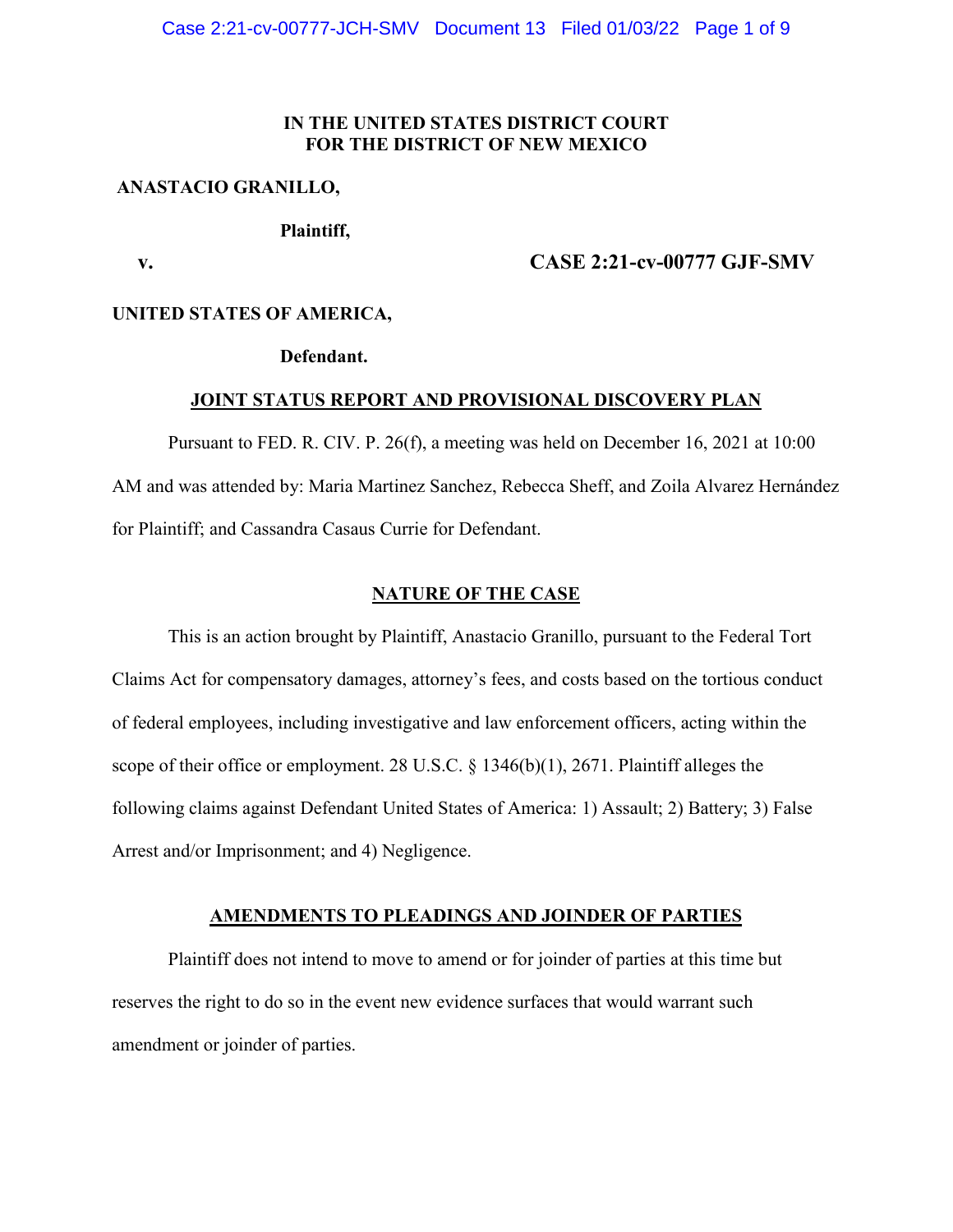**IN THE UNITED STATES DISTRICT COURT**
**FOR THE DISTRICT OF NEW MEXICO**

**ANASTACIO GRANILLO,**

**Plaintiff,**

**v.** **CASE 2:21-cv-00777 GJF-SMV**

**UNITED STATES OF AMERICA,**

**Defendant.**

## JOINT STATUS REPORT AND PROVISIONAL DISCOVERY PLAN

Pursuant to FED. R. CIV. P. 26(f), a meeting was held on December 16, 2021 at 10:00 AM and was attended by: Maria Martinez Sanchez, Rebecca Sheff, and Zoila Alvarez Hernández for Plaintiff; and Cassandra Casaus Currie for Defendant.

## NATURE OF THE CASE

This is an action brought by Plaintiff, Anastacio Granillo, pursuant to the Federal Tort Claims Act for compensatory damages, attorney's fees, and costs based on the tortious conduct of federal employees, including investigative and law enforcement officers, acting within the scope of their office or employment. 28 U.S.C. § 1346(b)(1), 2671. Plaintiff alleges the following claims against Defendant United States of America: 1) Assault; 2) Battery; 3) False Arrest and/or Imprisonment; and 4) Negligence.

## AMENDMENTS TO PLEADINGS AND JOINDER OF PARTIES

Plaintiff does not intend to move to amend or for joinder of parties at this time but reserves the right to do so in the event new evidence surfaces that would warrant such amendment or joinder of parties.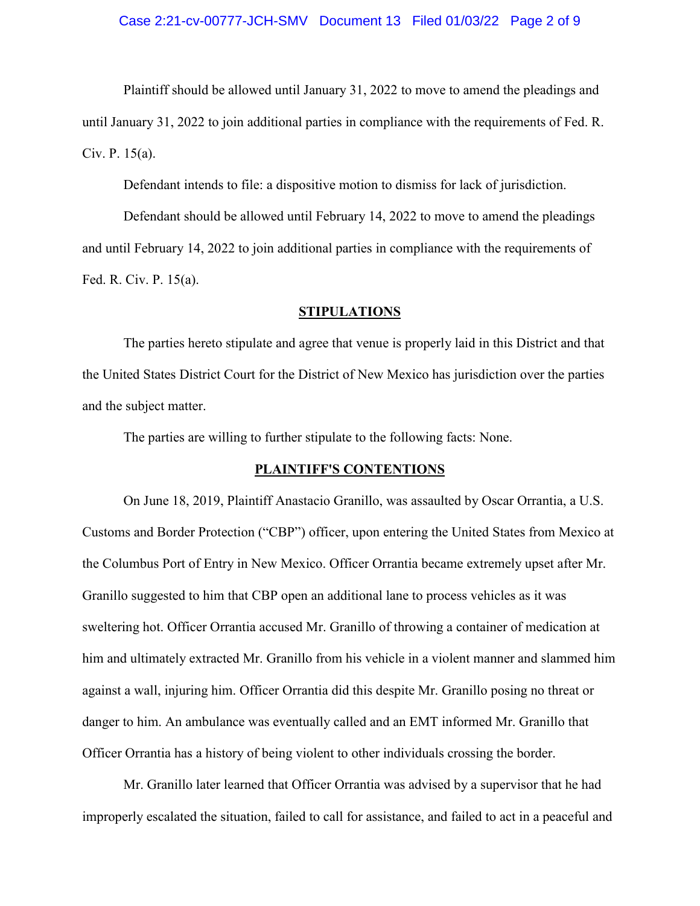Plaintiff should be allowed until January 31, 2022 to move to amend the pleadings and until January 31, 2022 to join additional parties in compliance with the requirements of Fed. R. Civ. P. 15(a).

Defendant intends to file: a dispositive motion to dismiss for lack of jurisdiction.

Defendant should be allowed until February 14, 2022 to move to amend the pleadings and until February 14, 2022 to join additional parties in compliance with the requirements of Fed. R. Civ. P. 15(a).

## STIPULATIONS

The parties hereto stipulate and agree that venue is properly laid in this District and that the United States District Court for the District of New Mexico has jurisdiction over the parties and the subject matter.

The parties are willing to further stipulate to the following facts: None.

## PLAINTIFF'S CONTENTIONS

On June 18, 2019, Plaintiff Anastacio Granillo, was assaulted by Oscar Orrantia, a U.S. Customs and Border Protection ("CBP") officer, upon entering the United States from Mexico at the Columbus Port of Entry in New Mexico. Officer Orrantia became extremely upset after Mr. Granillo suggested to him that CBP open an additional lane to process vehicles as it was sweltering hot. Officer Orrantia accused Mr. Granillo of throwing a container of medication at him and ultimately extracted Mr. Granillo from his vehicle in a violent manner and slammed him against a wall, injuring him. Officer Orrantia did this despite Mr. Granillo posing no threat or danger to him. An ambulance was eventually called and an EMT informed Mr. Granillo that Officer Orrantia has a history of being violent to other individuals crossing the border.

Mr. Granillo later learned that Officer Orrantia was advised by a supervisor that he had improperly escalated the situation, failed to call for assistance, and failed to act in a peaceful and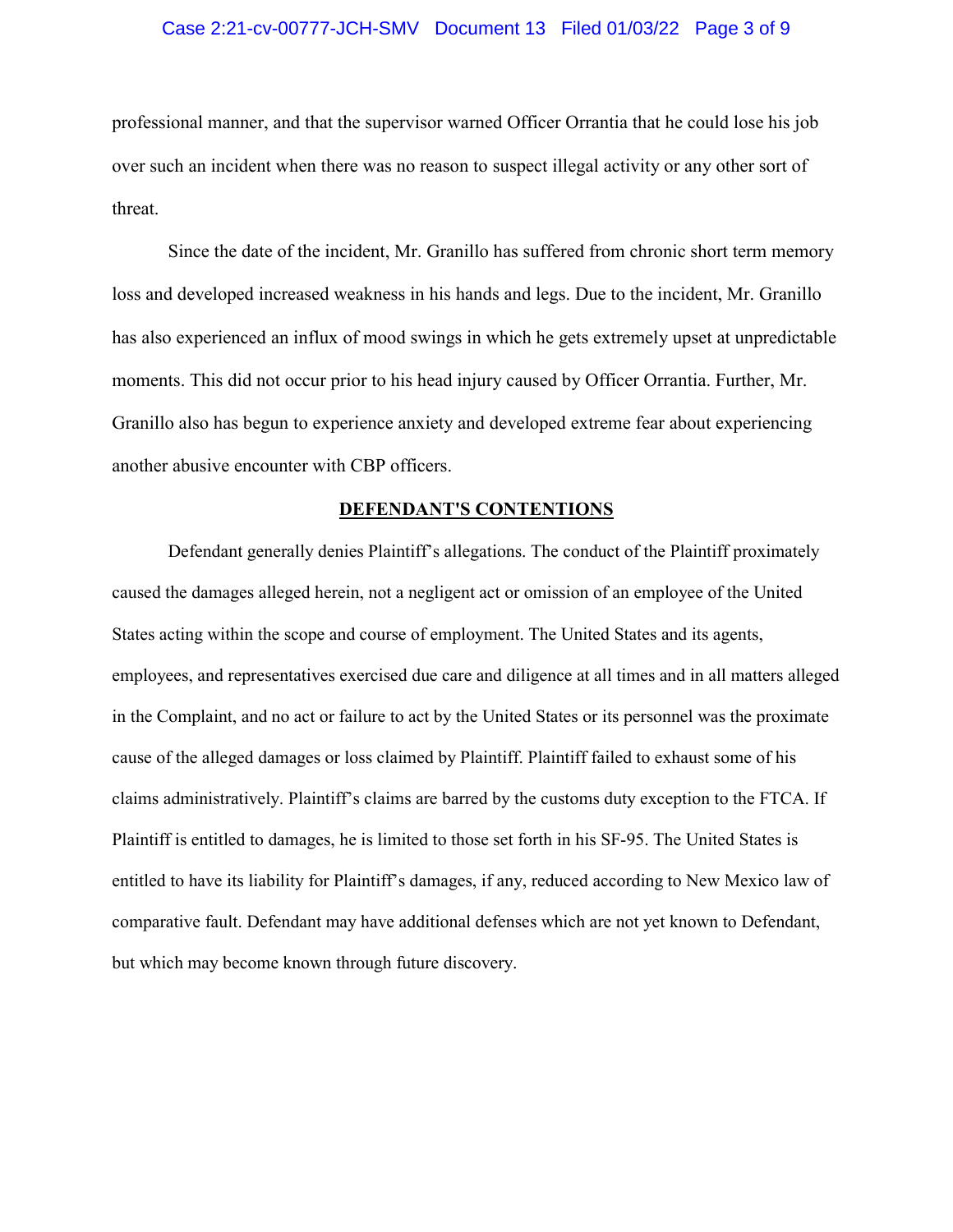professional manner, and that the supervisor warned Officer Orrantia that he could lose his job over such an incident when there was no reason to suspect illegal activity or any other sort of threat.

Since the date of the incident, Mr. Granillo has suffered from chronic short term memory loss and developed increased weakness in his hands and legs. Due to the incident, Mr. Granillo has also experienced an influx of mood swings in which he gets extremely upset at unpredictable moments. This did not occur prior to his head injury caused by Officer Orrantia. Further, Mr. Granillo also has begun to experience anxiety and developed extreme fear about experiencing another abusive encounter with CBP officers.

## DEFENDANT'S CONTENTIONS

Defendant generally denies Plaintiff's allegations. The conduct of the Plaintiff proximately caused the damages alleged herein, not a negligent act or omission of an employee of the United States acting within the scope and course of employment. The United States and its agents, employees, and representatives exercised due care and diligence at all times and in all matters alleged in the Complaint, and no act or failure to act by the United States or its personnel was the proximate cause of the alleged damages or loss claimed by Plaintiff. Plaintiff failed to exhaust some of his claims administratively. Plaintiff's claims are barred by the customs duty exception to the FTCA. If Plaintiff is entitled to damages, he is limited to those set forth in his SF-95. The United States is entitled to have its liability for Plaintiff's damages, if any, reduced according to New Mexico law of comparative fault. Defendant may have additional defenses which are not yet known to Defendant, but which may become known through future discovery.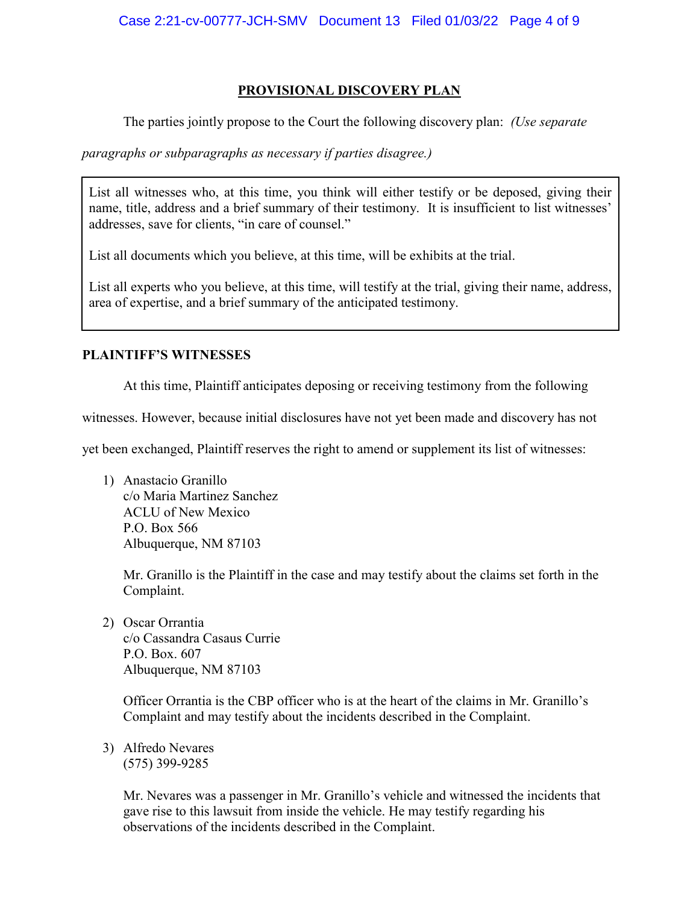## PROVISIONAL DISCOVERY PLAN

The parties jointly propose to the Court the following discovery plan: *(Use separate paragraphs or subparagraphs as necessary if parties disagree.)*

> List all witnesses who, at this time, you think will either testify or be deposed, giving their name, title, address and a brief summary of their testimony. It is insufficient to list witnesses' addresses, save for clients, "in care of counsel."
>
> List all documents which you believe, at this time, will be exhibits at the trial.
>
> List all experts who you believe, at this time, will testify at the trial, giving their name, address, area of expertise, and a brief summary of the anticipated testimony.

**PLAINTIFF'S WITNESSES**

At this time, Plaintiff anticipates deposing or receiving testimony from the following witnesses. However, because initial disclosures have not yet been made and discovery has not yet been exchanged, Plaintiff reserves the right to amend or supplement its list of witnesses:

1) Anastacio Granillo
   c/o Maria Martinez Sanchez
   ACLU of New Mexico
   P.O. Box 566
   Albuquerque, NM 87103

   Mr. Granillo is the Plaintiff in the case and may testify about the claims set forth in the Complaint.

2) Oscar Orrantia
   c/o Cassandra Casaus Currie
   P.O. Box. 607
   Albuquerque, NM 87103

   Officer Orrantia is the CBP officer who is at the heart of the claims in Mr. Granillo's Complaint and may testify about the incidents described in the Complaint.

3) Alfredo Nevares
   (575) 399-9285

   Mr. Nevares was a passenger in Mr. Granillo's vehicle and witnessed the incidents that gave rise to this lawsuit from inside the vehicle. He may testify regarding his observations of the incidents described in the Complaint.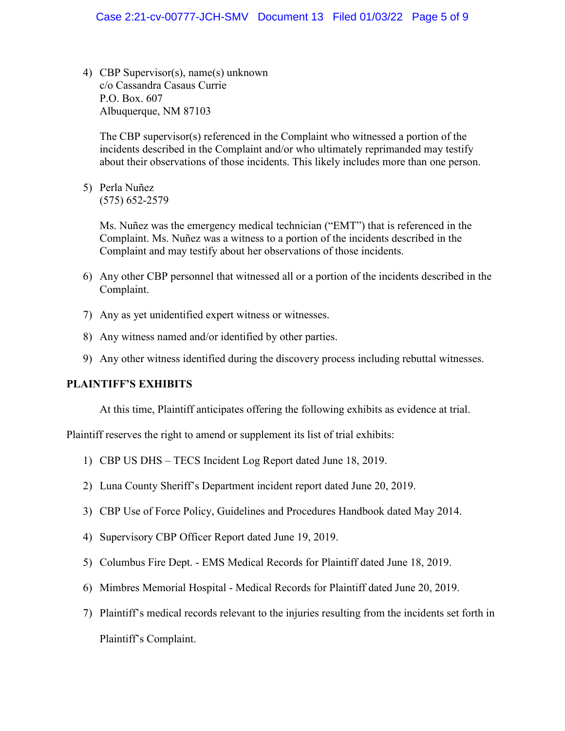4) CBP Supervisor(s), name(s) unknown
   c/o Cassandra Casaus Currie
   P.O. Box. 607
   Albuquerque, NM 87103

   The CBP supervisor(s) referenced in the Complaint who witnessed a portion of the incidents described in the Complaint and/or who ultimately reprimanded may testify about their observations of those incidents. This likely includes more than one person.

5) Perla Nuñez
   (575) 652-2579

   Ms. Nuñez was the emergency medical technician ("EMT") that is referenced in the Complaint. Ms. Nuñez was a witness to a portion of the incidents described in the Complaint and may testify about her observations of those incidents.

6) Any other CBP personnel that witnessed all or a portion of the incidents described in the Complaint.

7) Any as yet unidentified expert witness or witnesses.

8) Any witness named and/or identified by other parties.

9) Any other witness identified during the discovery process including rebuttal witnesses.

**PLAINTIFF'S EXHIBITS**

At this time, Plaintiff anticipates offering the following exhibits as evidence at trial.

Plaintiff reserves the right to amend or supplement its list of trial exhibits:

1) CBP US DHS – TECS Incident Log Report dated June 18, 2019.

2) Luna County Sheriff's Department incident report dated June 20, 2019.

3) CBP Use of Force Policy, Guidelines and Procedures Handbook dated May 2014.

4) Supervisory CBP Officer Report dated June 19, 2019.

5) Columbus Fire Dept. - EMS Medical Records for Plaintiff dated June 18, 2019.

6) Mimbres Memorial Hospital - Medical Records for Plaintiff dated June 20, 2019.

7) Plaintiff's medical records relevant to the injuries resulting from the incidents set forth in Plaintiff's Complaint.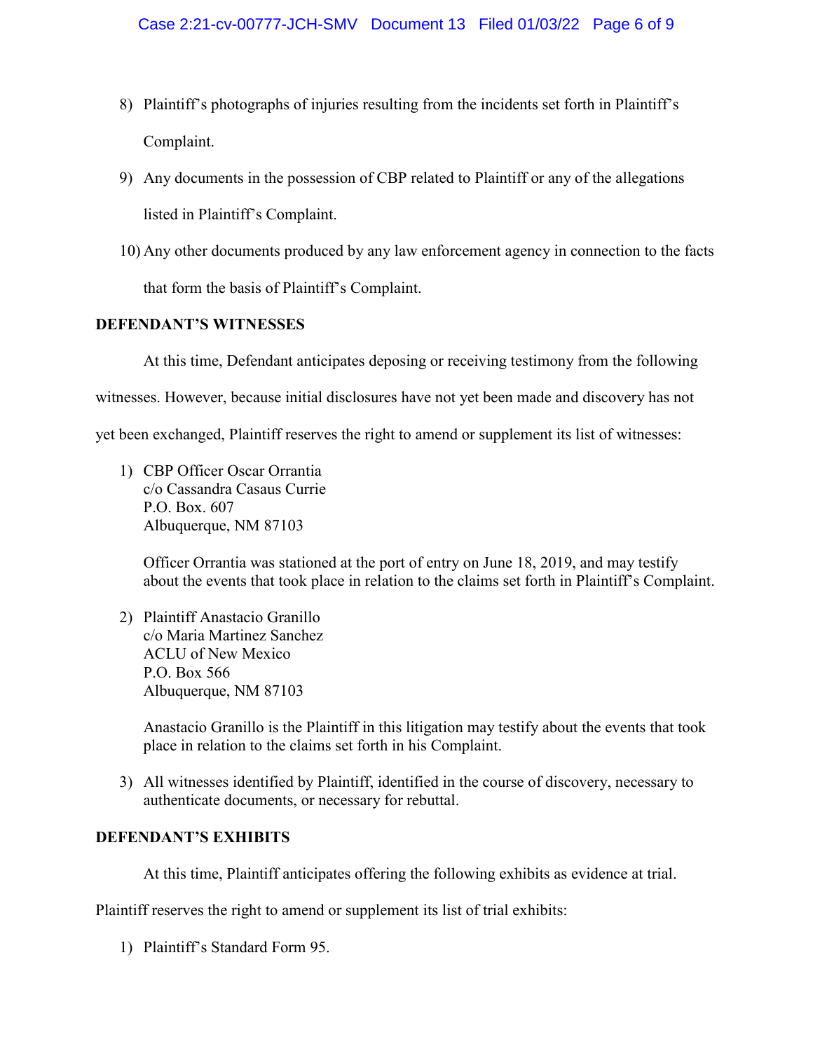8) Plaintiff's photographs of injuries resulting from the incidents set forth in Plaintiff's Complaint.

9) Any documents in the possession of CBP related to Plaintiff or any of the allegations listed in Plaintiff's Complaint.

10) Any other documents produced by any law enforcement agency in connection to the facts that form the basis of Plaintiff's Complaint.

**DEFENDANT'S WITNESSES**

At this time, Defendant anticipates deposing or receiving testimony from the following witnesses. However, because initial disclosures have not yet been made and discovery has not yet been exchanged, Plaintiff reserves the right to amend or supplement its list of witnesses:

1) CBP Officer Oscar Orrantia
   c/o Cassandra Casaus Currie
   P.O. Box. 607
   Albuquerque, NM 87103

   Officer Orrantia was stationed at the port of entry on June 18, 2019, and may testify about the events that took place in relation to the claims set forth in Plaintiff's Complaint.

2) Plaintiff Anastacio Granillo
   c/o Maria Martinez Sanchez
   ACLU of New Mexico
   P.O. Box 566
   Albuquerque, NM 87103

   Anastacio Granillo is the Plaintiff in this litigation may testify about the events that took place in relation to the claims set forth in his Complaint.

3) All witnesses identified by Plaintiff, identified in the course of discovery, necessary to authenticate documents, or necessary for rebuttal.

**DEFENDANT'S EXHIBITS**

At this time, Plaintiff anticipates offering the following exhibits as evidence at trial. Plaintiff reserves the right to amend or supplement its list of trial exhibits:

1) Plaintiff's Standard Form 95.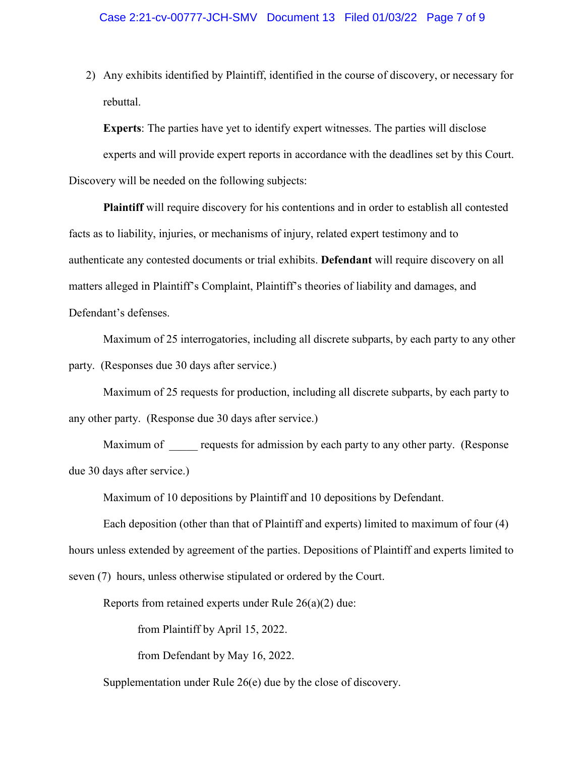2) Any exhibits identified by Plaintiff, identified in the course of discovery, or necessary for rebuttal.

**Experts**: The parties have yet to identify expert witnesses. The parties will disclose experts and will provide expert reports in accordance with the deadlines set by this Court.

Discovery will be needed on the following subjects:

**Plaintiff** will require discovery for his contentions and in order to establish all contested facts as to liability, injuries, or mechanisms of injury, related expert testimony and to authenticate any contested documents or trial exhibits. **Defendant** will require discovery on all matters alleged in Plaintiff's Complaint, Plaintiff's theories of liability and damages, and Defendant's defenses.

Maximum of 25 interrogatories, including all discrete subparts, by each party to any other party. (Responses due 30 days after service.)

Maximum of 25 requests for production, including all discrete subparts, by each party to any other party. (Response due 30 days after service.)

Maximum of _____ requests for admission by each party to any other party. (Response due 30 days after service.)

Maximum of 10 depositions by Plaintiff and 10 depositions by Defendant.

Each deposition (other than that of Plaintiff and experts) limited to maximum of four (4) hours unless extended by agreement of the parties. Depositions of Plaintiff and experts limited to seven (7) hours, unless otherwise stipulated or ordered by the Court.

Reports from retained experts under Rule 26(a)(2) due:

from Plaintiff by April 15, 2022.

from Defendant by May 16, 2022.

Supplementation under Rule 26(e) due by the close of discovery.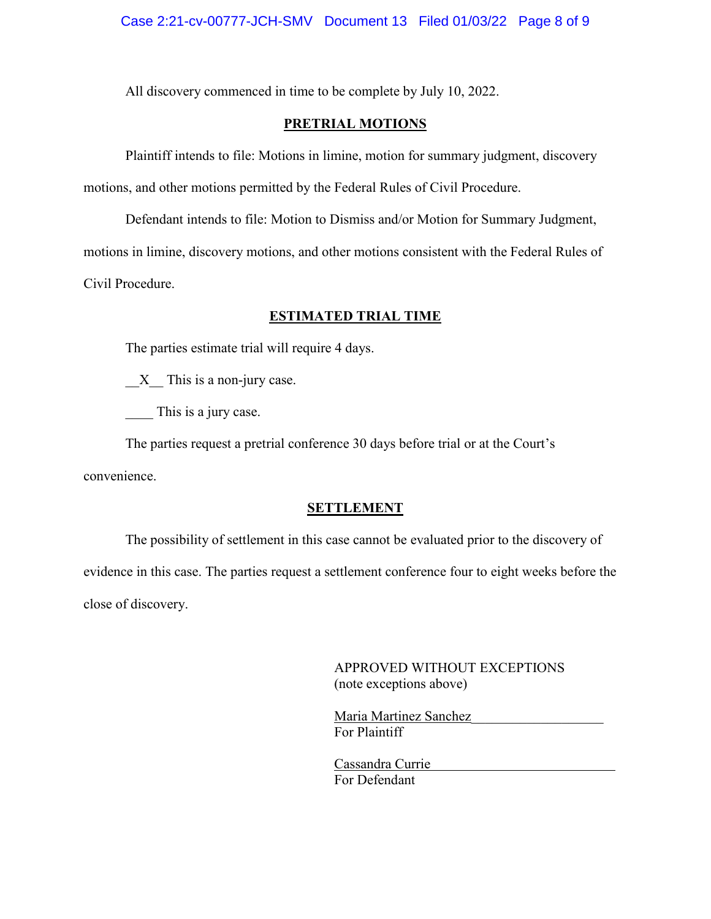All discovery commenced in time to be complete by July 10, 2022.

## PRETRIAL MOTIONS

Plaintiff intends to file: Motions in limine, motion for summary judgment, discovery motions, and other motions permitted by the Federal Rules of Civil Procedure.

Defendant intends to file: Motion to Dismiss and/or Motion for Summary Judgment, motions in limine, discovery motions, and other motions consistent with the Federal Rules of Civil Procedure.

## ESTIMATED TRIAL TIME

The parties estimate trial will require 4 days.

__X__ This is a non-jury case.

____ This is a jury case.

The parties request a pretrial conference 30 days before trial or at the Court's convenience.

## SETTLEMENT

The possibility of settlement in this case cannot be evaluated prior to the discovery of evidence in this case. The parties request a settlement conference four to eight weeks before the close of discovery.

APPROVED WITHOUT EXCEPTIONS
(note exceptions above)

Maria Martinez Sanchez
For Plaintiff

Cassandra Currie
For Defendant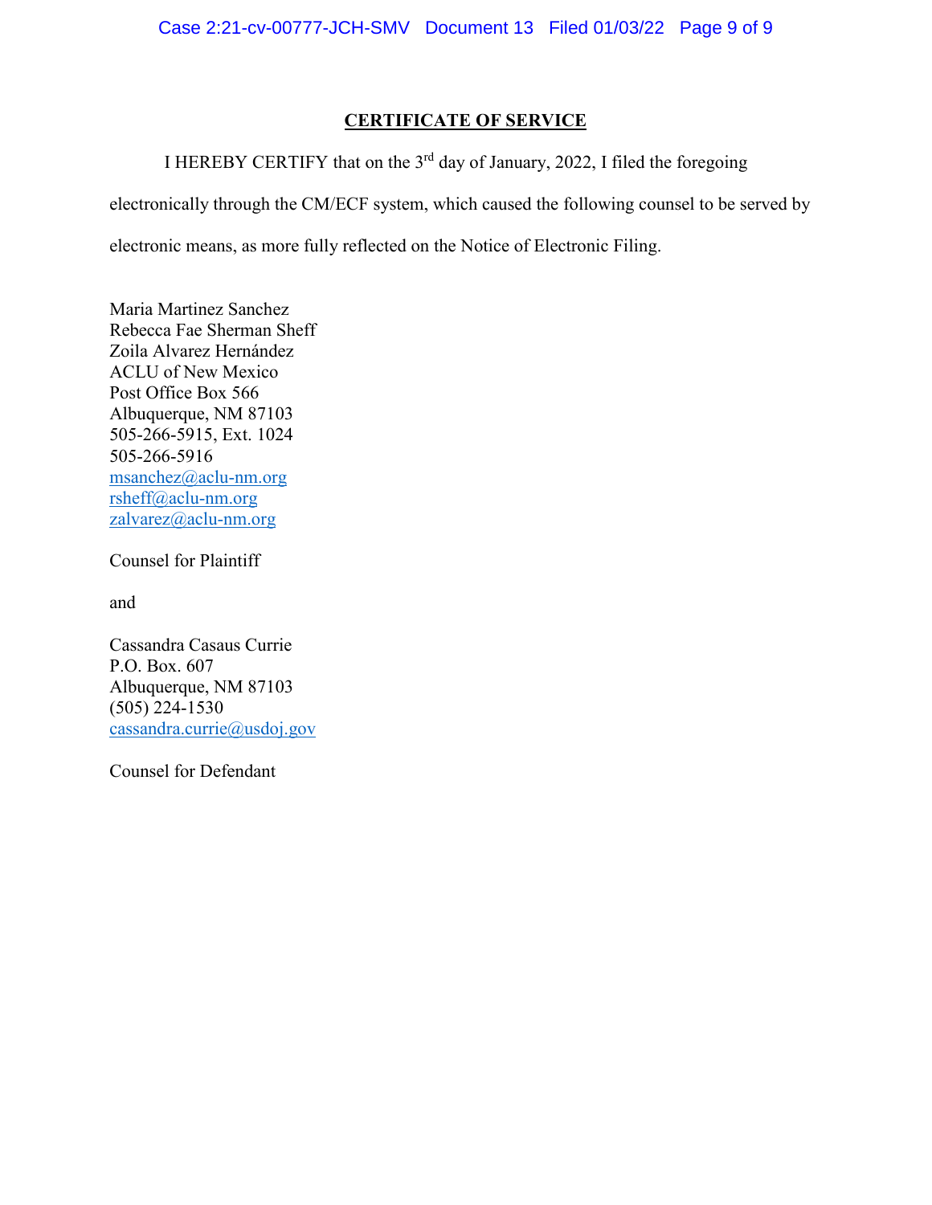## CERTIFICATE OF SERVICE

I HEREBY CERTIFY that on the 3rd day of January, 2022, I filed the foregoing electronically through the CM/ECF system, which caused the following counsel to be served by electronic means, as more fully reflected on the Notice of Electronic Filing.

Maria Martinez Sanchez
Rebecca Fae Sherman Sheff
Zoila Alvarez Hernández
ACLU of New Mexico
Post Office Box 566
Albuquerque, NM 87103
505-266-5915, Ext. 1024
505-266-5916
msanchez@aclu-nm.org
rsheff@aclu-nm.org
zalvarez@aclu-nm.org

Counsel for Plaintiff

and

Cassandra Casaus Currie
P.O. Box. 607
Albuquerque, NM 87103
(505) 224-1530
cassandra.currie@usdoj.gov

Counsel for Defendant